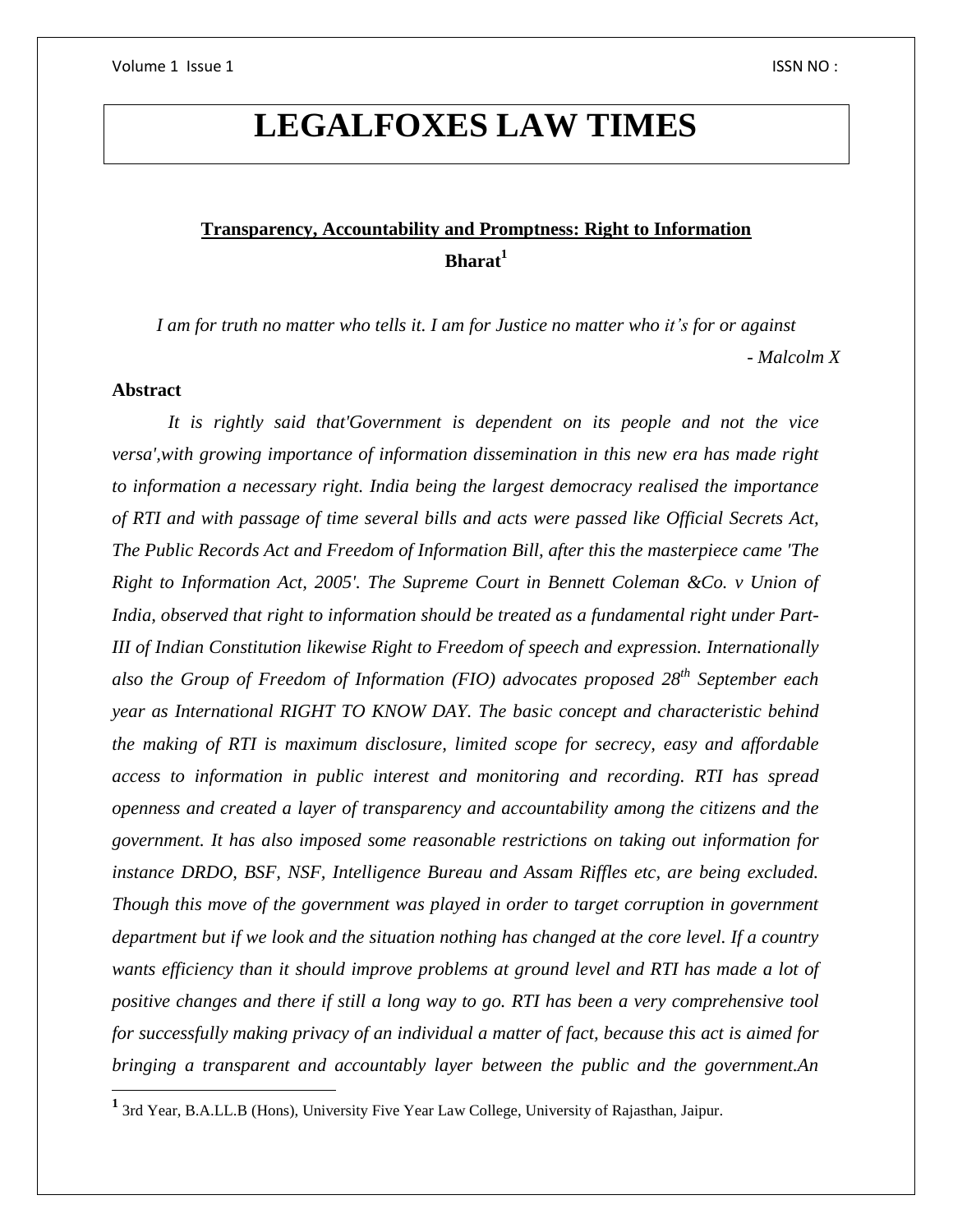# LEGALFOXES LAW TIMES

## Transparency, Accountability and Promptness: Right to Information

**Bharat[1]**

*I am for truth no matter who tells it. I am for Justice no matter who it's for or against*

*- Malcolm X*

### Abstract

*It is rightly said that'Government is dependent on its people and not the vice versa',with growing importance of information dissemination in this new era has made right to information a necessary right. India being the largest democracy realised the importance of RTI and with passage of time several bills and acts were passed like Official Secrets Act, The Public Records Act and Freedom of Information Bill, after this the masterpiece came 'The Right to Information Act, 2005'. The Supreme Court in Bennett Coleman &Co. v Union of India, observed that right to information should be treated as a fundamental right under Part-III of Indian Constitution likewise Right to Freedom of speech and expression. Internationally also the Group of Freedom of Information (FIO) advocates proposed 28th September each year as International RIGHT TO KNOW DAY. The basic concept and characteristic behind the making of RTI is maximum disclosure, limited scope for secrecy, easy and affordable access to information in public interest and monitoring and recording. RTI has spread openness and created a layer of transparency and accountability among the citizens and the government. It has also imposed some reasonable restrictions on taking out information for instance DRDO, BSF, NSF, Intelligence Bureau and Assam Riffles etc, are being excluded. Though this move of the government was played in order to target corruption in government department but if we look and the situation nothing has changed at the core level. If a country wants efficiency than it should improve problems at ground level and RTI has made a lot of positive changes and there if still a long way to go. RTI has been a very comprehensive tool for successfully making privacy of an individual a matter of fact, because this act is aimed for bringing a transparent and accountably layer between the public and the government.An*

---

[1] 3rd Year, B.A.LL.B (Hons), University Five Year Law College, University of Rajasthan, Jaipur.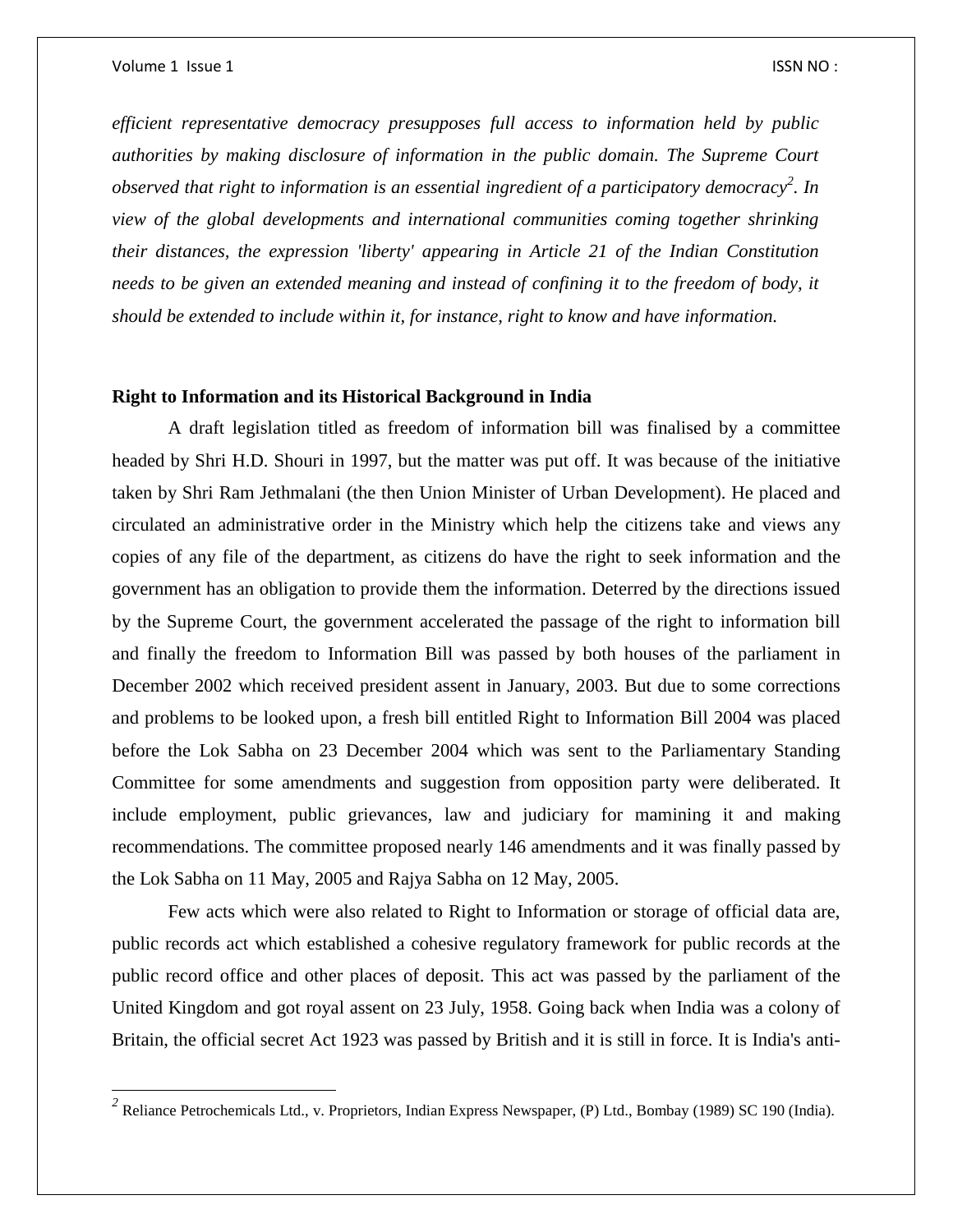*efficient representative democracy presupposes full access to information held by public authorities by making disclosure of information in the public domain. The Supreme Court observed that right to information is an essential ingredient of a participatory democracy[2]. In view of the global developments and international communities coming together shrinking their distances, the expression 'liberty' appearing in Article 21 of the Indian Constitution needs to be given an extended meaning and instead of confining it to the freedom of body, it should be extended to include within it, for instance, right to know and have information.*

**Right to Information and its Historical Background in India**

A draft legislation titled as freedom of information bill was finalised by a committee headed by Shri H.D. Shouri in 1997, but the matter was put off. It was because of the initiative taken by Shri Ram Jethmalani (the then Union Minister of Urban Development). He placed and circulated an administrative order in the Ministry which help the citizens take and views any copies of any file of the department, as citizens do have the right to seek information and the government has an obligation to provide them the information. Deterred by the directions issued by the Supreme Court, the government accelerated the passage of the right to information bill and finally the freedom to Information Bill was passed by both houses of the parliament in December 2002 which received president assent in January, 2003. But due to some corrections and problems to be looked upon, a fresh bill entitled Right to Information Bill 2004 was placed before the Lok Sabha on 23 December 2004 which was sent to the Parliamentary Standing Committee for some amendments and suggestion from opposition party were deliberated. It include employment, public grievances, law and judiciary for mamining it and making recommendations. The committee proposed nearly 146 amendments and it was finally passed by the Lok Sabha on 11 May, 2005 and Rajya Sabha on 12 May, 2005.

Few acts which were also related to Right to Information or storage of official data are, public records act which established a cohesive regulatory framework for public records at the public record office and other places of deposit. This act was passed by the parliament of the United Kingdom and got royal assent on 23 July, 1958. Going back when India was a colony of Britain, the official secret Act 1923 was passed by British and it is still in force. It is India's anti-

---

[2] Reliance Petrochemicals Ltd., v. Proprietors, Indian Express Newspaper, (P) Ltd., Bombay (1989) SC 190 (India).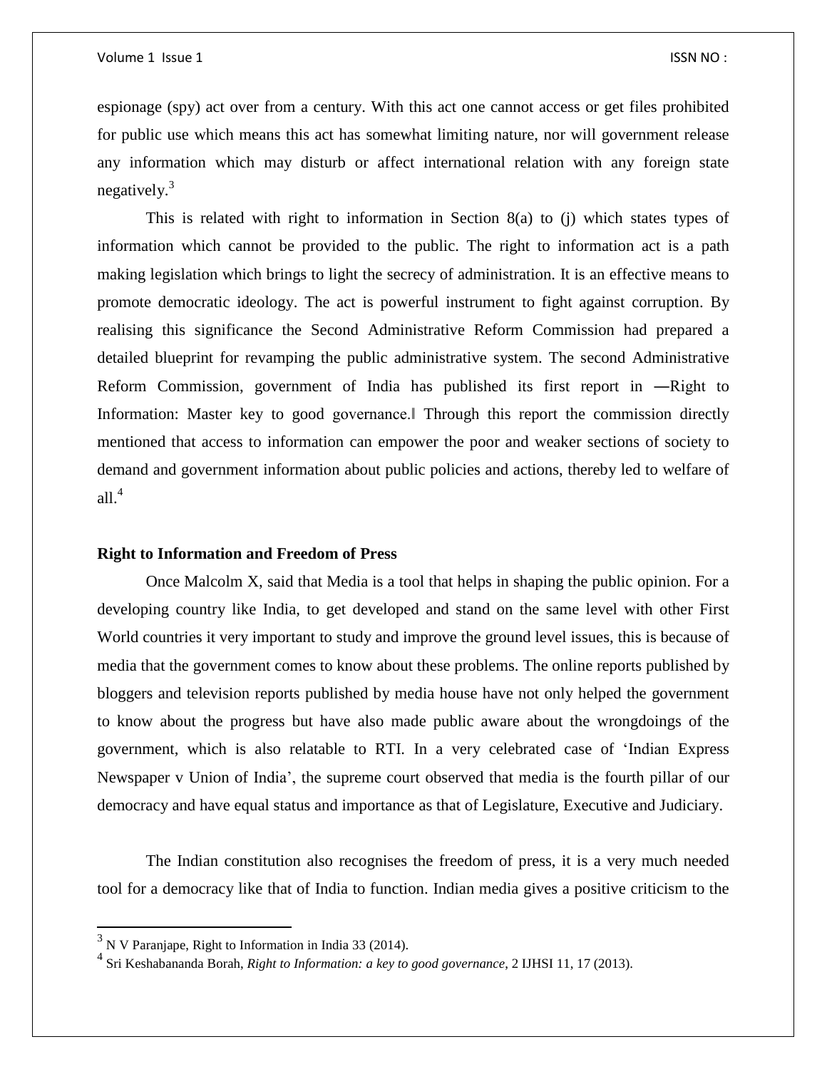espionage (spy) act over from a century. With this act one cannot access or get files prohibited for public use which means this act has somewhat limiting nature, nor will government release any information which may disturb or affect international relation with any foreign state negatively.[3]

This is related with right to information in Section 8(a) to (j) which states types of information which cannot be provided to the public. The right to information act is a path making legislation which brings to light the secrecy of administration. It is an effective means to promote democratic ideology. The act is powerful instrument to fight against corruption. By realising this significance the Second Administrative Reform Commission had prepared a detailed blueprint for revamping the public administrative system. The second Administrative Reform Commission, government of India has published its first report in ―Right to Information: Master key to good governance.‖ Through this report the commission directly mentioned that access to information can empower the poor and weaker sections of society to demand and government information about public policies and actions, thereby led to welfare of all.[4]

**Right to Information and Freedom of Press**

Once Malcolm X, said that Media is a tool that helps in shaping the public opinion. For a developing country like India, to get developed and stand on the same level with other First World countries it very important to study and improve the ground level issues, this is because of media that the government comes to know about these problems. The online reports published by bloggers and television reports published by media house have not only helped the government to know about the progress but have also made public aware about the wrongdoings of the government, which is also relatable to RTI. In a very celebrated case of 'Indian Express Newspaper v Union of India', the supreme court observed that media is the fourth pillar of our democracy and have equal status and importance as that of Legislature, Executive and Judiciary.

The Indian constitution also recognises the freedom of press, it is a very much needed tool for a democracy like that of India to function. Indian media gives a positive criticism to the

---

[3] N V Paranjape, Right to Information in India 33 (2014).

[4] Sri Keshabananda Borah, *Right to Information: a key to good governance*, 2 IJHSI 11, 17 (2013).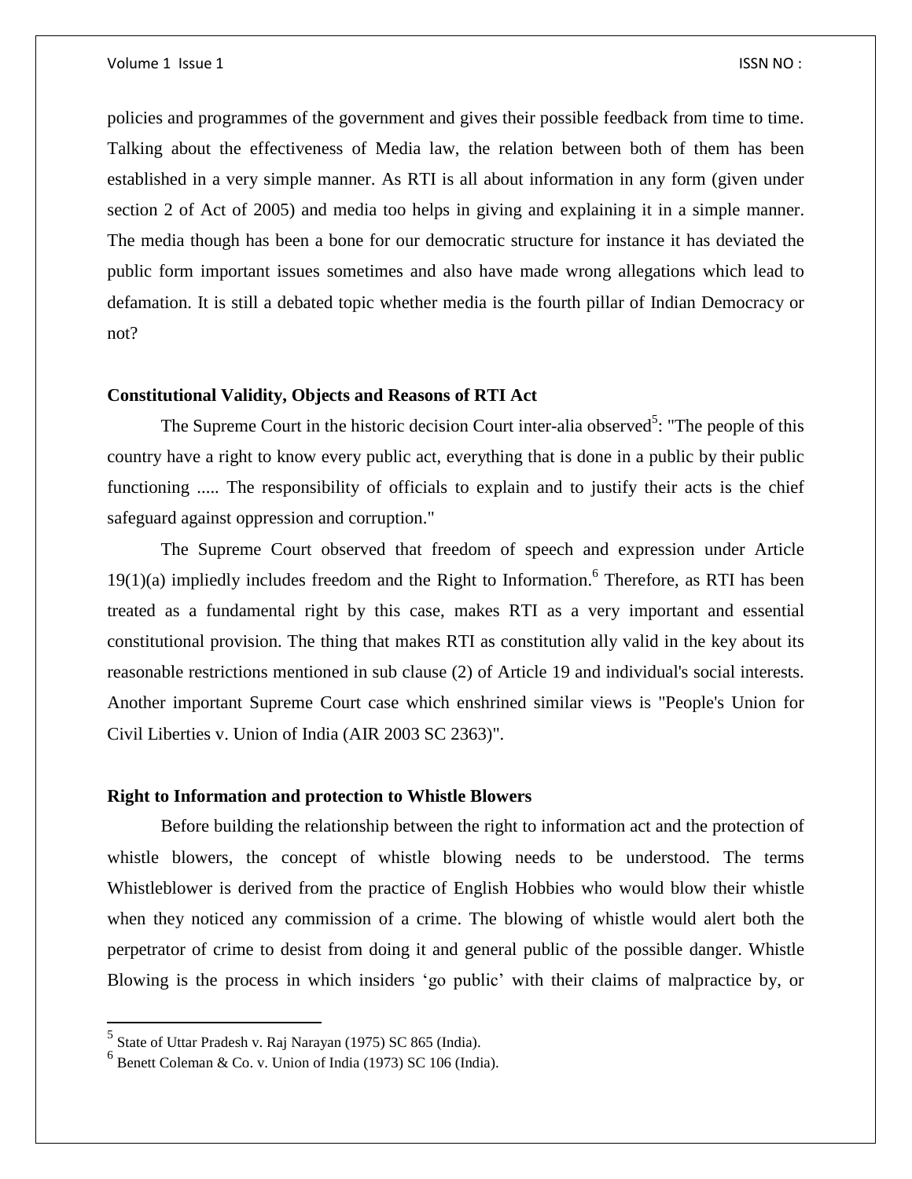policies and programmes of the government and gives their possible feedback from time to time. Talking about the effectiveness of Media law, the relation between both of them has been established in a very simple manner. As RTI is all about information in any form (given under section 2 of Act of 2005) and media too helps in giving and explaining it in a simple manner. The media though has been a bone for our democratic structure for instance it has deviated the public form important issues sometimes and also have made wrong allegations which lead to defamation. It is still a debated topic whether media is the fourth pillar of Indian Democracy or not?

**Constitutional Validity, Objects and Reasons of RTI Act**

The Supreme Court in the historic decision Court inter-alia observed[5]: "The people of this country have a right to know every public act, everything that is done in a public by their public functioning ..... The responsibility of officials to explain and to justify their acts is the chief safeguard against oppression and corruption."

The Supreme Court observed that freedom of speech and expression under Article 19(1)(a) impliedly includes freedom and the Right to Information.[6] Therefore, as RTI has been treated as a fundamental right by this case, makes RTI as a very important and essential constitutional provision. The thing that makes RTI as constitution ally valid in the key about its reasonable restrictions mentioned in sub clause (2) of Article 19 and individual's social interests. Another important Supreme Court case which enshrined similar views is "People's Union for Civil Liberties v. Union of India (AIR 2003 SC 2363)".

**Right to Information and protection to Whistle Blowers**

Before building the relationship between the right to information act and the protection of whistle blowers, the concept of whistle blowing needs to be understood. The terms Whistleblower is derived from the practice of English Hobbies who would blow their whistle when they noticed any commission of a crime. The blowing of whistle would alert both the perpetrator of crime to desist from doing it and general public of the possible danger. Whistle Blowing is the process in which insiders 'go public' with their claims of malpractice by, or

---

[5] State of Uttar Pradesh v. Raj Narayan (1975) SC 865 (India).

[6] Benett Coleman & Co. v. Union of India (1973) SC 106 (India).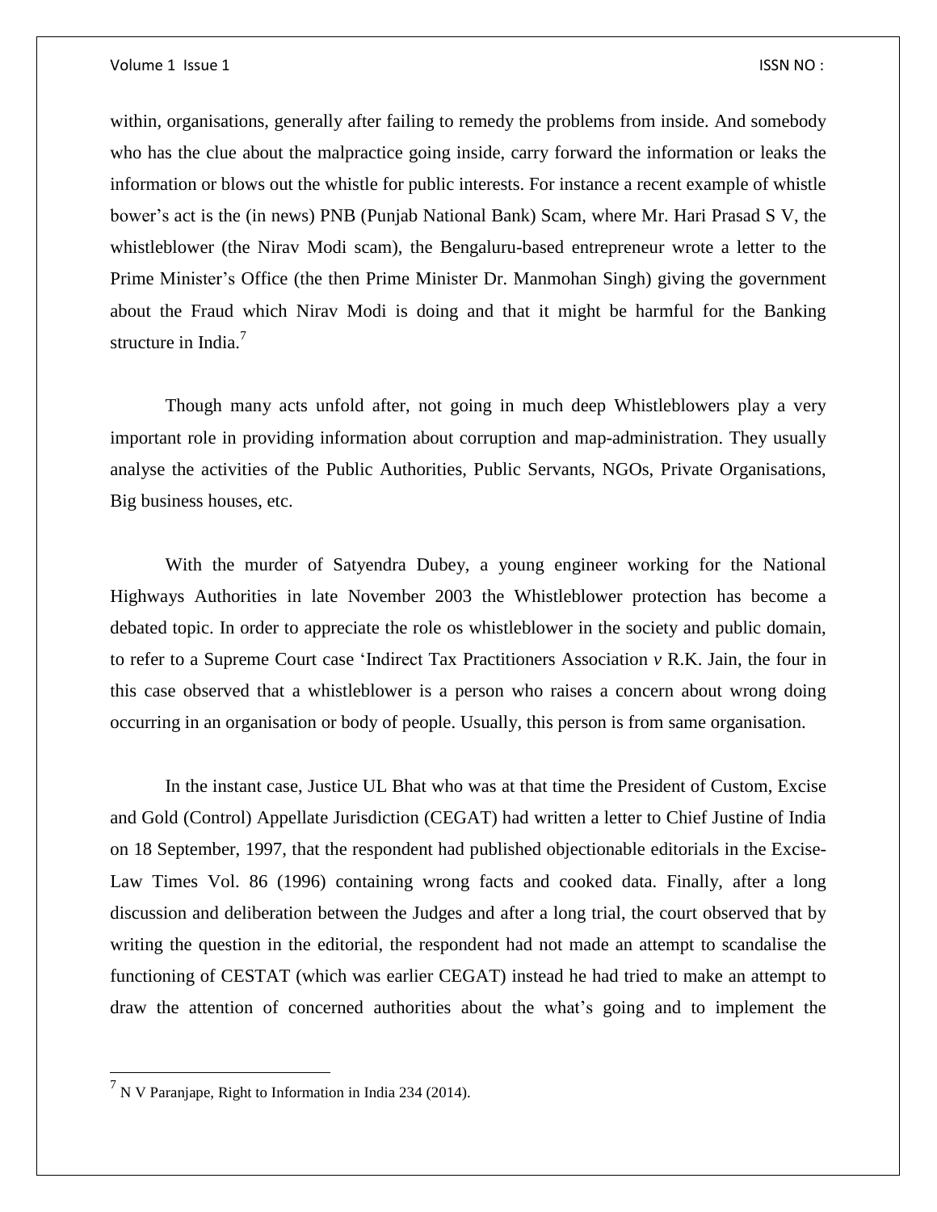within, organisations, generally after failing to remedy the problems from inside. And somebody who has the clue about the malpractice going inside, carry forward the information or leaks the information or blows out the whistle for public interests. For instance a recent example of whistle bower's act is the (in news) PNB (Punjab National Bank) Scam, where Mr. Hari Prasad S V, the whistleblower (the Nirav Modi scam), the Bengaluru-based entrepreneur wrote a letter to the Prime Minister's Office (the then Prime Minister Dr. Manmohan Singh) giving the government about the Fraud which Nirav Modi is doing and that it might be harmful for the Banking structure in India.[7]

Though many acts unfold after, not going in much deep Whistleblowers play a very important role in providing information about corruption and map-administration. They usually analyse the activities of the Public Authorities, Public Servants, NGOs, Private Organisations, Big business houses, etc.

With the murder of Satyendra Dubey, a young engineer working for the National Highways Authorities in late November 2003 the Whistleblower protection has become a debated topic. In order to appreciate the role os whistleblower in the society and public domain, to refer to a Supreme Court case 'Indirect Tax Practitioners Association *v* R.K. Jain, the four in this case observed that a whistleblower is a person who raises a concern about wrong doing occurring in an organisation or body of people. Usually, this person is from same organisation.

In the instant case, Justice UL Bhat who was at that time the President of Custom, Excise and Gold (Control) Appellate Jurisdiction (CEGAT) had written a letter to Chief Justine of India on 18 September, 1997, that the respondent had published objectionable editorials in the Excise-Law Times Vol. 86 (1996) containing wrong facts and cooked data. Finally, after a long discussion and deliberation between the Judges and after a long trial, the court observed that by writing the question in the editorial, the respondent had not made an attempt to scandalise the functioning of CESTAT (which was earlier CEGAT) instead he had tried to make an attempt to draw the attention of concerned authorities about the what's going and to implement the

---

[7] N V Paranjape, Right to Information in India 234 (2014).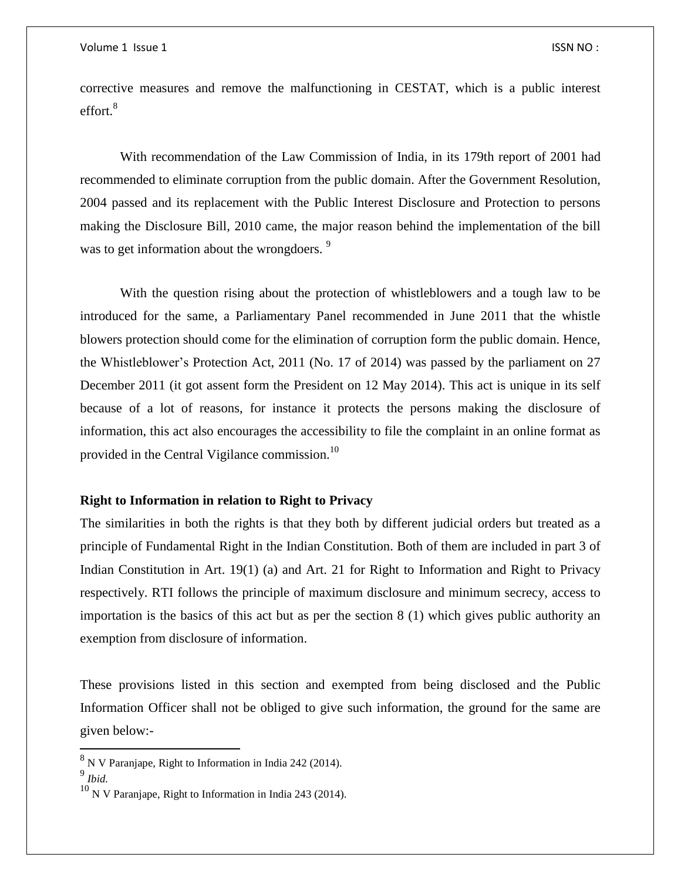corrective measures and remove the malfunctioning in CESTAT, which is a public interest effort.[8]

With recommendation of the Law Commission of India, in its 179th report of 2001 had recommended to eliminate corruption from the public domain. After the Government Resolution, 2004 passed and its replacement with the Public Interest Disclosure and Protection to persons making the Disclosure Bill, 2010 came, the major reason behind the implementation of the bill was to get information about the wrongdoers. [9]

With the question rising about the protection of whistleblowers and a tough law to be introduced for the same, a Parliamentary Panel recommended in June 2011 that the whistle blowers protection should come for the elimination of corruption form the public domain. Hence, the Whistleblower's Protection Act, 2011 (No. 17 of 2014) was passed by the parliament on 27 December 2011 (it got assent form the President on 12 May 2014). This act is unique in its self because of a lot of reasons, for instance it protects the persons making the disclosure of information, this act also encourages the accessibility to file the complaint in an online format as provided in the Central Vigilance commission.[10]

**Right to Information in relation to Right to Privacy**

The similarities in both the rights is that they both by different judicial orders but treated as a principle of Fundamental Right in the Indian Constitution. Both of them are included in part 3 of Indian Constitution in Art. 19(1) (a) and Art. 21 for Right to Information and Right to Privacy respectively. RTI follows the principle of maximum disclosure and minimum secrecy, access to importation is the basics of this act but as per the section 8 (1) which gives public authority an exemption from disclosure of information.

These provisions listed in this section and exempted from being disclosed and the Public Information Officer shall not be obliged to give such information, the ground for the same are given below:-

---

[8] N V Paranjape, Right to Information in India 242 (2014).

[9] *Ibid.*

[10] N V Paranjape, Right to Information in India 243 (2014).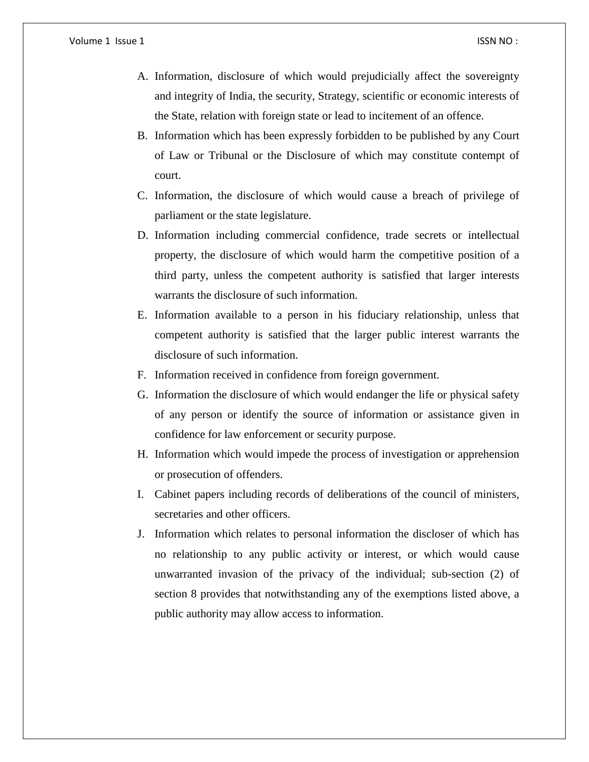A. Information, disclosure of which would prejudicially affect the sovereignty and integrity of India, the security, Strategy, scientific or economic interests of the State, relation with foreign state or lead to incitement of an offence.
B. Information which has been expressly forbidden to be published by any Court of Law or Tribunal or the Disclosure of which may constitute contempt of court.
C. Information, the disclosure of which would cause a breach of privilege of parliament or the state legislature.
D. Information including commercial confidence, trade secrets or intellectual property, the disclosure of which would harm the competitive position of a third party, unless the competent authority is satisfied that larger interests warrants the disclosure of such information.
E. Information available to a person in his fiduciary relationship, unless that competent authority is satisfied that the larger public interest warrants the disclosure of such information.
F. Information received in confidence from foreign government.
G. Information the disclosure of which would endanger the life or physical safety of any person or identify the source of information or assistance given in confidence for law enforcement or security purpose.
H. Information which would impede the process of investigation or apprehension or prosecution of offenders.
I. Cabinet papers including records of deliberations of the council of ministers, secretaries and other officers.
J. Information which relates to personal information the discloser of which has no relationship to any public activity or interest, or which would cause unwarranted invasion of the privacy of the individual; sub-section (2) of section 8 provides that notwithstanding any of the exemptions listed above, a public authority may allow access to information.